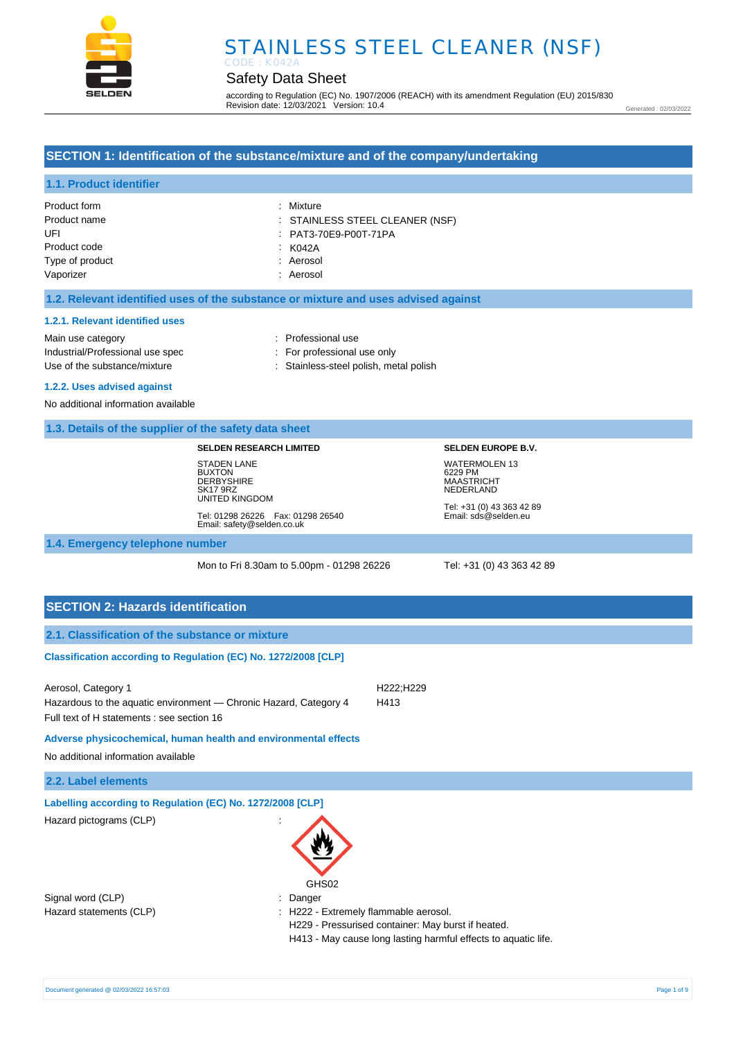# STAINLESS STEEL CLEANER (NSF)

CODE : K042A

## Safety Data Sheet

according to Regulation (EC) No. 1907/2006 (REACH) with its amendment Regulation (EU) 2015/830
Revision date: 12/03/2021 Version: 10.4

Generated : 02/03/2022

## SECTION 1: Identification of the substance/mixture and of the company/undertaking

### 1.1. Product identifier

| | |
|---|---|
| Product form | : Mixture |
| Product name | : STAINLESS STEEL CLEANER (NSF) |
| UFI | : PAT3-70E9-P00T-71PA |
| Product code | : K042A |
| Type of product | : Aerosol |
| Vaporizer | : Aerosol |

### 1.2. Relevant identified uses of the substance or mixture and uses advised against

#### 1.2.1. Relevant identified uses

| | |
|---|---|
| Main use category | : Professional use |
| Industrial/Professional use spec | : For professional use only |
| Use of the substance/mixture | : Stainless-steel polish, metal polish |

#### 1.2.2. Uses advised against

No additional information available

### 1.3. Details of the supplier of the safety data sheet

**SELDEN RESEARCH LIMITED**

STADEN LANE
BUXTON
DERBYSHIRE
SK17 9RZ
UNITED KINGDOM

Tel: 01298 26226 Fax: 01298 26540
Email: safety@selden.co.uk

**SELDEN EUROPE B.V.**

WATERMOLEN 13
6229 PM
MAASTRICHT
NEDERLAND

Tel: +31 (0) 43 363 42 89
Email: sds@selden.eu

### 1.4. Emergency telephone number

Mon to Fri 8.30am to 5.00pm - 01298 26226

Tel: +31 (0) 43 363 42 89

## SECTION 2: Hazards identification

### 2.1. Classification of the substance or mixture

**Classification according to Regulation (EC) No. 1272/2008 [CLP]**

| | |
|---|---|
| Aerosol, Category 1 | H222;H229 |
| Hazardous to the aquatic environment — Chronic Hazard, Category 4 | H413 |

Full text of H statements : see section 16

**Adverse physicochemical, human health and environmental effects**

No additional information available

### 2.2. Label elements

**Labelling according to Regulation (EC) No. 1272/2008 [CLP]**

Hazard pictograms (CLP) :

GHS02

Signal word (CLP) : Danger

Hazard statements (CLP) :
- H222 - Extremely flammable aerosol.
- H229 - Pressurised container: May burst if heated.
- H413 - May cause long lasting harmful effects to aquatic life.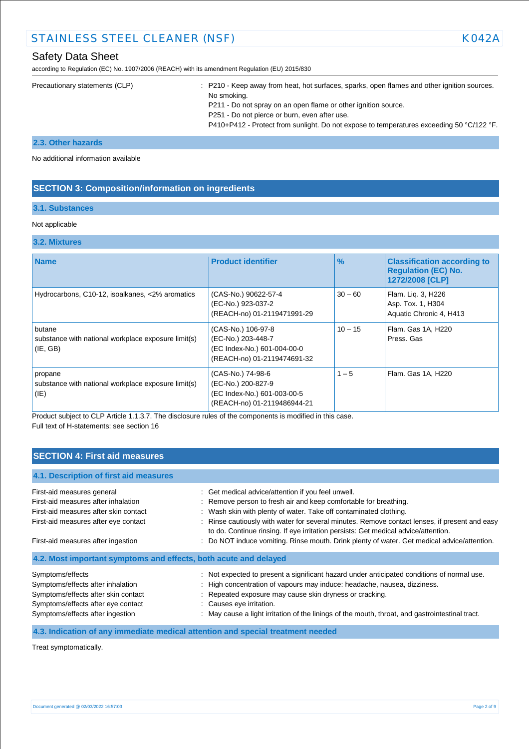| | |
|---|---|
| Precautionary statements (CLP) | : P210 - Keep away from heat, hot surfaces, sparks, open flames and other ignition sources. No smoking.<br>P211 - Do not spray on an open flame or other ignition source.<br>P251 - Do not pierce or burn, even after use.<br>P410+P412 - Protect from sunlight. Do not expose to temperatures exceeding 50 °C/122 °F. |

### 2.3. Other hazards

No additional information available

## SECTION 3: Composition/information on ingredients

### 3.1. Substances

Not applicable

### 3.2. Mixtures

| Name | Product identifier | % | Classification according to Regulation (EC) No. 1272/2008 [CLP] |
|---|---|---|---|
| Hydrocarbons, C10-12, isoalkanes, <2% aromatics | (CAS-No.) 90622-57-4<br>(EC-No.) 923-037-2<br>(REACH-no) 01-2119471991-29 | 30 – 60 | Flam. Liq. 3, H226<br>Asp. Tox. 1, H304<br>Aquatic Chronic 4, H413 |
| butane<br>substance with national workplace exposure limit(s) (IE, GB) | (CAS-No.) 106-97-8<br>(EC-No.) 203-448-7<br>(EC Index-No.) 601-004-00-0<br>(REACH-no) 01-2119474691-32 | 10 – 15 | Flam. Gas 1A, H220<br>Press. Gas |
| propane<br>substance with national workplace exposure limit(s) (IE) | (CAS-No.) 74-98-6<br>(EC-No.) 200-827-9<br>(EC Index-No.) 601-003-00-5<br>(REACH-no) 01-2119486944-21 | 1 – 5 | Flam. Gas 1A, H220 |

Product subject to CLP Article 1.1.3.7. The disclosure rules of the components is modified in this case.
Full text of H-statements: see section 16

## SECTION 4: First aid measures

### 4.1. Description of first aid measures

| | |
|---|---|
| First-aid measures general | : Get medical advice/attention if you feel unwell. |
| First-aid measures after inhalation | : Remove person to fresh air and keep comfortable for breathing. |
| First-aid measures after skin contact | : Wash skin with plenty of water. Take off contaminated clothing. |
| First-aid measures after eye contact | : Rinse cautiously with water for several minutes. Remove contact lenses, if present and easy to do. Continue rinsing. If eye irritation persists: Get medical advice/attention. |
| First-aid measures after ingestion | : Do NOT induce vomiting. Rinse mouth. Drink plenty of water. Get medical advice/attention. |

### 4.2. Most important symptoms and effects, both acute and delayed

| | |
|---|---|
| Symptoms/effects | : Not expected to present a significant hazard under anticipated conditions of normal use. |
| Symptoms/effects after inhalation | : High concentration of vapours may induce: headache, nausea, dizziness. |
| Symptoms/effects after skin contact | : Repeated exposure may cause skin dryness or cracking. |
| Symptoms/effects after eye contact | : Causes eye irritation. |
| Symptoms/effects after ingestion | : May cause a light irritation of the linings of the mouth, throat, and gastrointestinal tract. |

### 4.3. Indication of any immediate medical attention and special treatment needed

Treat symptomatically.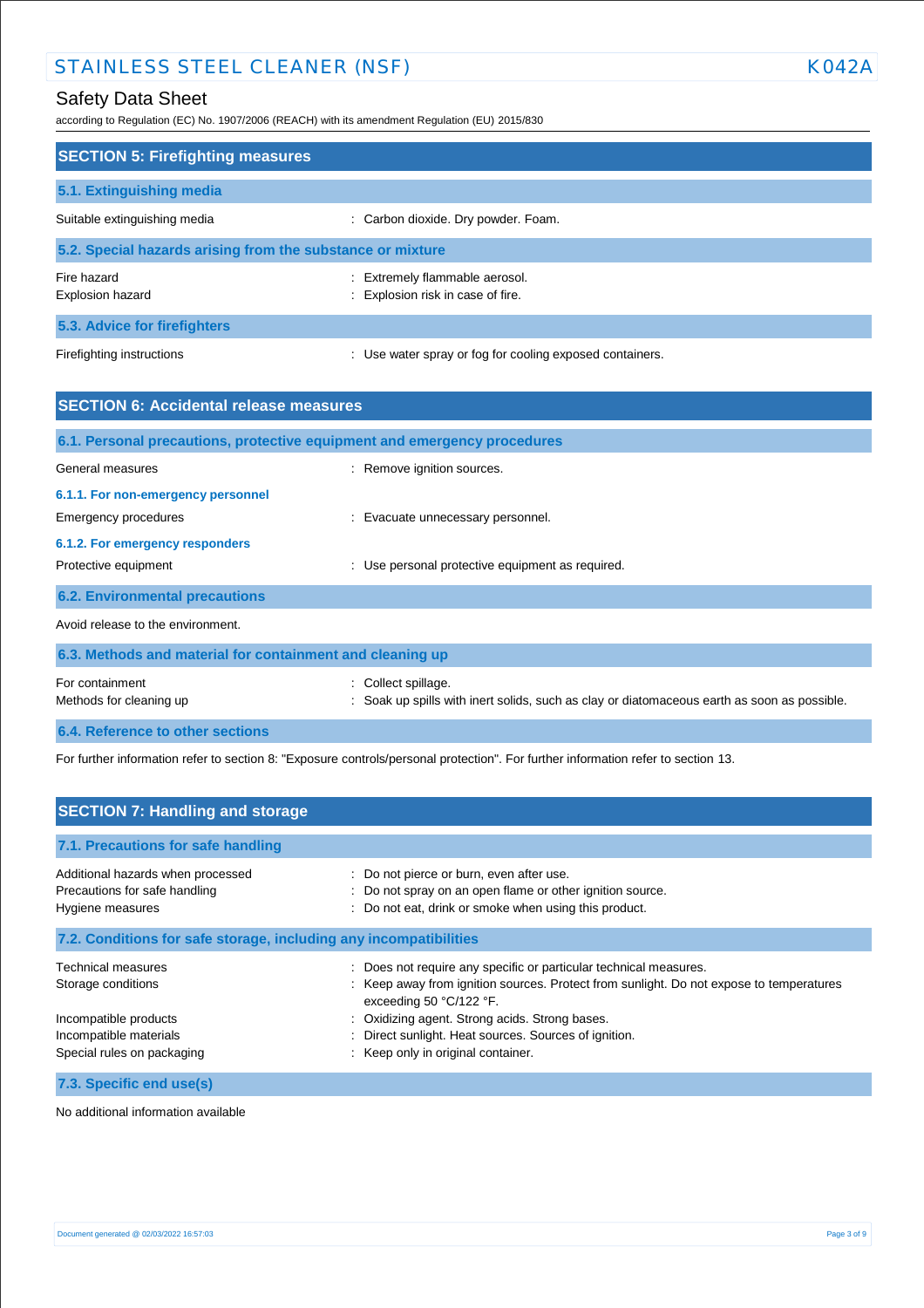## SECTION 5: Firefighting measures

### 5.1. Extinguishing media

Suitable extinguishing media : Carbon dioxide. Dry powder. Foam.

### 5.2. Special hazards arising from the substance or mixture

Fire hazard : Extremely flammable aerosol.
Explosion hazard : Explosion risk in case of fire.

### 5.3. Advice for firefighters

Firefighting instructions : Use water spray or fog for cooling exposed containers.

## SECTION 6: Accidental release measures

### 6.1. Personal precautions, protective equipment and emergency procedures

General measures : Remove ignition sources.

#### 6.1.1. For non-emergency personnel

Emergency procedures : Evacuate unnecessary personnel.

#### 6.1.2. For emergency responders

Protective equipment : Use personal protective equipment as required.

### 6.2. Environmental precautions

Avoid release to the environment.

### 6.3. Methods and material for containment and cleaning up

For containment : Collect spillage.
Methods for cleaning up : Soak up spills with inert solids, such as clay or diatomaceous earth as soon as possible.

### 6.4. Reference to other sections

For further information refer to section 8: "Exposure controls/personal protection". For further information refer to section 13.

## SECTION 7: Handling and storage

### 7.1. Precautions for safe handling

Additional hazards when processed : Do not pierce or burn, even after use.
Precautions for safe handling : Do not spray on an open flame or other ignition source.
Hygiene measures : Do not eat, drink or smoke when using this product.

### 7.2. Conditions for safe storage, including any incompatibilities

Technical measures : Does not require any specific or particular technical measures.
Storage conditions : Keep away from ignition sources. Protect from sunlight. Do not expose to temperatures exceeding 50 °C/122 °F.
Incompatible products : Oxidizing agent. Strong acids. Strong bases.
Incompatible materials : Direct sunlight. Heat sources. Sources of ignition.
Special rules on packaging : Keep only in original container.

### 7.3. Specific end use(s)

No additional information available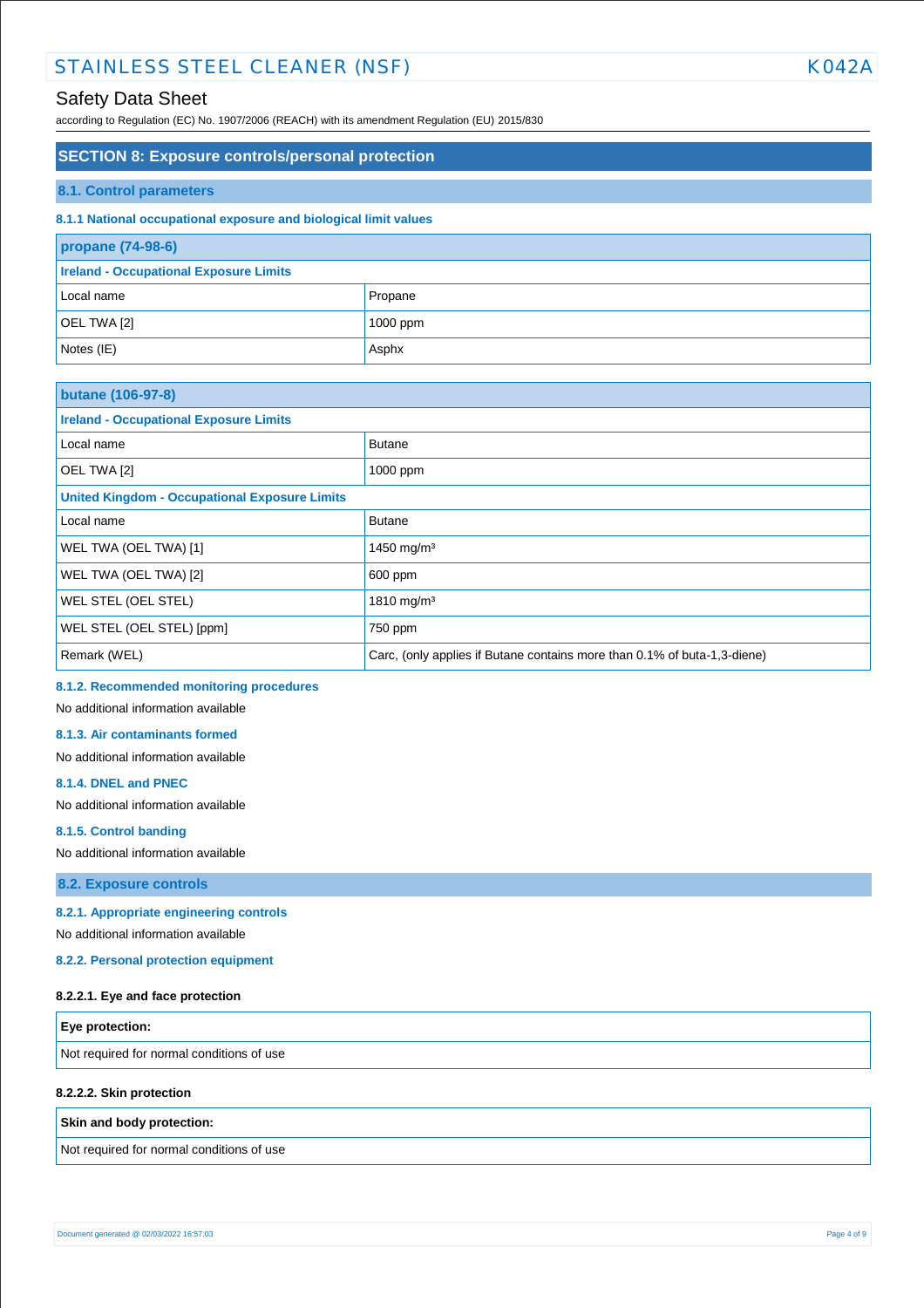## SECTION 8: Exposure controls/personal protection

### 8.1. Control parameters

#### 8.1.1 National occupational exposure and biological limit values

| propane (74-98-6) | |
|---|---|
| **Ireland - Occupational Exposure Limits** | |
| Local name | Propane |
| OEL TWA [2] | 1000 ppm |
| Notes (IE) | Asphx |

| butane (106-97-8) | |
|---|---|
| **Ireland - Occupational Exposure Limits** | |
| Local name | Butane |
| OEL TWA [2] | 1000 ppm |
| **United Kingdom - Occupational Exposure Limits** | |
| Local name | Butane |
| WEL TWA (OEL TWA) [1] | 1450 mg/m³ |
| WEL TWA (OEL TWA) [2] | 600 ppm |
| WEL STEL (OEL STEL) | 1810 mg/m³ |
| WEL STEL (OEL STEL) [ppm] | 750 ppm |
| Remark (WEL) | Carc, (only applies if Butane contains more than 0.1% of buta-1,3-diene) |

#### 8.1.2. Recommended monitoring procedures

No additional information available

#### 8.1.3. Air contaminants formed

No additional information available

#### 8.1.4. DNEL and PNEC

No additional information available

#### 8.1.5. Control banding

No additional information available

### 8.2. Exposure controls

#### 8.2.1. Appropriate engineering controls

No additional information available

#### 8.2.2. Personal protection equipment

**8.2.2.1. Eye and face protection**

| Eye protection: |
|---|
| Not required for normal conditions of use |

**8.2.2.2. Skin protection**

| Skin and body protection: |
|---|
| Not required for normal conditions of use |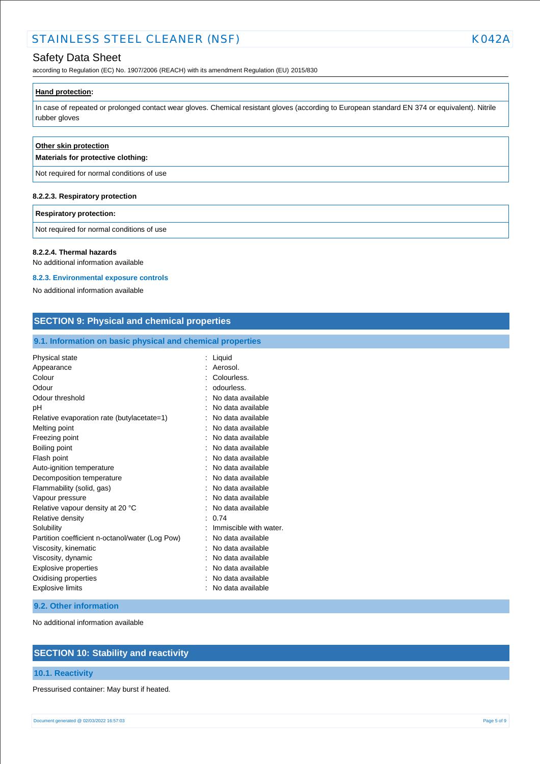**Hand protection:**

In case of repeated or prolonged contact wear gloves. Chemical resistant gloves (according to European standard EN 374 or equivalent). Nitrile rubber gloves

**Other skin protection**

**Materials for protective clothing:**

Not required for normal conditions of use

#### 8.2.2.3. Respiratory protection

**Respiratory protection:**

Not required for normal conditions of use

#### 8.2.2.4. Thermal hazards

No additional information available

### 8.2.3. Environmental exposure controls

No additional information available

## SECTION 9: Physical and chemical properties

### 9.1. Information on basic physical and chemical properties

| | |
|---|---|
| Physical state | : Liquid |
| Appearance | : Aerosol. |
| Colour | : Colourless. |
| Odour | : odourless. |
| Odour threshold | : No data available |
| pH | : No data available |
| Relative evaporation rate (butylacetate=1) | : No data available |
| Melting point | : No data available |
| Freezing point | : No data available |
| Boiling point | : No data available |
| Flash point | : No data available |
| Auto-ignition temperature | : No data available |
| Decomposition temperature | : No data available |
| Flammability (solid, gas) | : No data available |
| Vapour pressure | : No data available |
| Relative vapour density at 20 °C | : No data available |
| Relative density | : 0.74 |
| Solubility | : Immiscible with water. |
| Partition coefficient n-octanol/water (Log Pow) | : No data available |
| Viscosity, kinematic | : No data available |
| Viscosity, dynamic | : No data available |
| Explosive properties | : No data available |
| Oxidising properties | : No data available |
| Explosive limits | : No data available |

### 9.2. Other information

No additional information available

## SECTION 10: Stability and reactivity

### 10.1. Reactivity

Pressurised container: May burst if heated.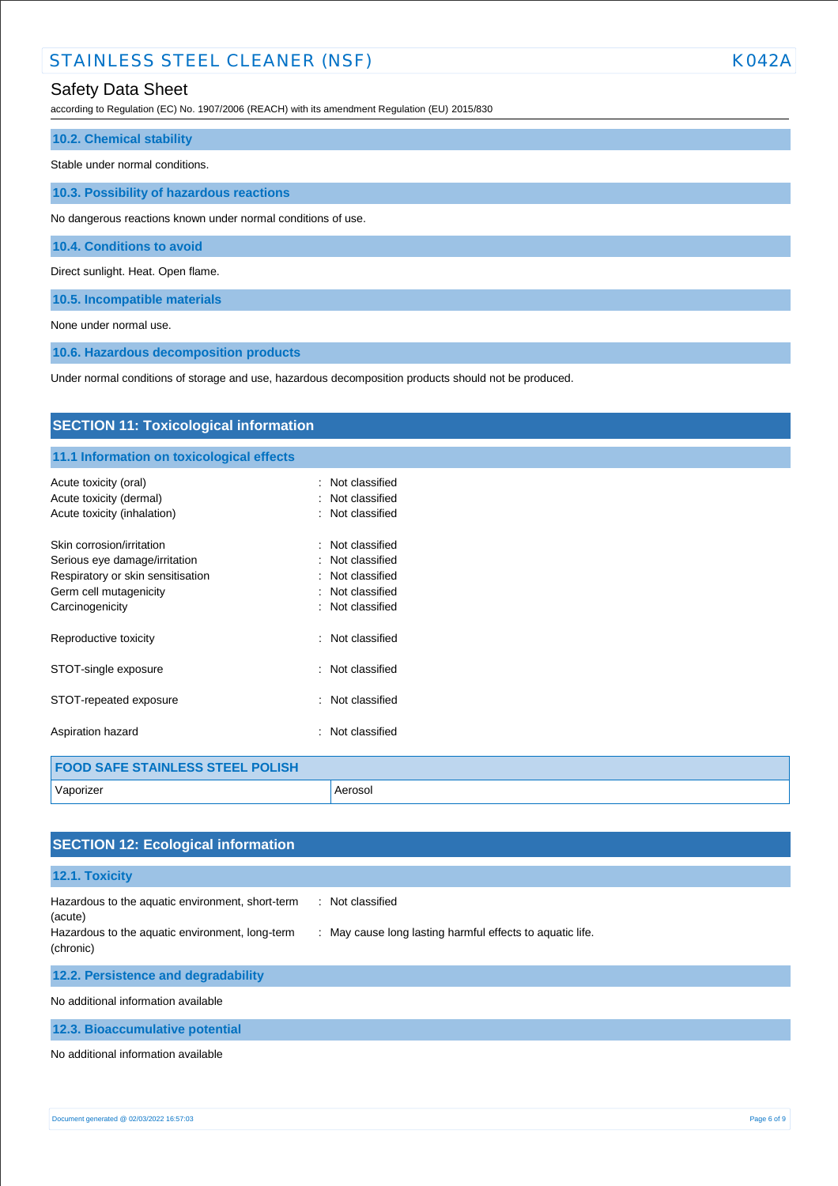### 10.2. Chemical stability

Stable under normal conditions.

### 10.3. Possibility of hazardous reactions

No dangerous reactions known under normal conditions of use.

### 10.4. Conditions to avoid

Direct sunlight. Heat. Open flame.

### 10.5. Incompatible materials

None under normal use.

### 10.6. Hazardous decomposition products

Under normal conditions of storage and use, hazardous decomposition products should not be produced.

## SECTION 11: Toxicological information

### 11.1 Information on toxicological effects

Acute toxicity (oral) : Not classified
Acute toxicity (dermal) : Not classified
Acute toxicity (inhalation) : Not classified

Skin corrosion/irritation : Not classified
Serious eye damage/irritation : Not classified
Respiratory or skin sensitisation : Not classified
Germ cell mutagenicity : Not classified
Carcinogenicity : Not classified

Reproductive toxicity : Not classified

STOT-single exposure : Not classified

STOT-repeated exposure : Not classified

Aspiration hazard : Not classified

| FOOD SAFE STAINLESS STEEL POLISH | |
|---|---|
| Vaporizer | Aerosol |

## SECTION 12: Ecological information

### 12.1. Toxicity

Hazardous to the aquatic environment, short-term (acute) : Not classified
Hazardous to the aquatic environment, long-term (chronic) : May cause long lasting harmful effects to aquatic life.

### 12.2. Persistence and degradability

No additional information available

### 12.3. Bioaccumulative potential

No additional information available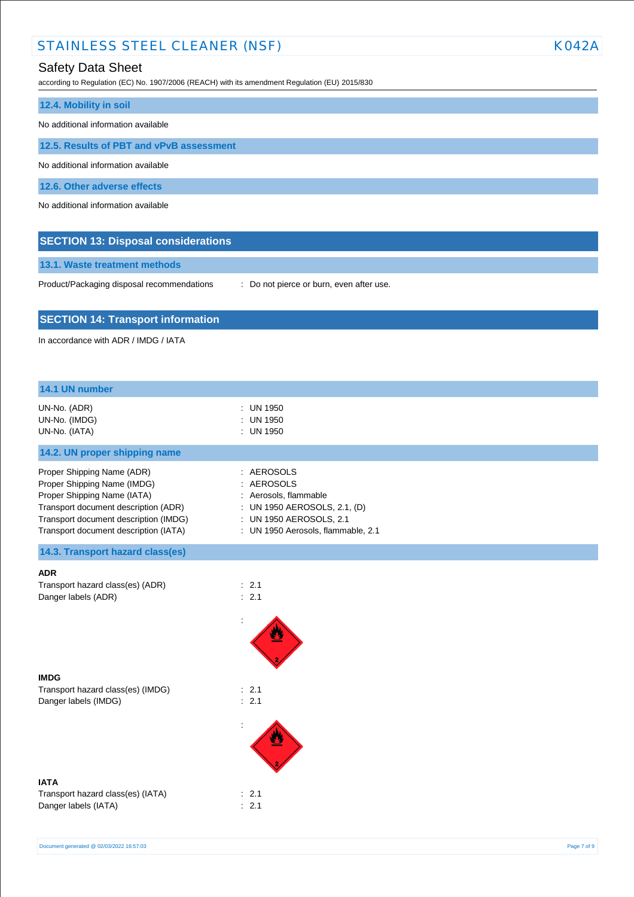### 12.4. Mobility in soil

No additional information available

### 12.5. Results of PBT and vPvB assessment

No additional information available

### 12.6. Other adverse effects

No additional information available

## SECTION 13: Disposal considerations

### 13.1. Waste treatment methods

Product/Packaging disposal recommendations : Do not pierce or burn, even after use.

## SECTION 14: Transport information

In accordance with ADR / IMDG / IATA

### 14.1 UN number

UN-No. (ADR) : UN 1950
UN-No. (IMDG) : UN 1950
UN-No. (IATA) : UN 1950

### 14.2. UN proper shipping name

Proper Shipping Name (ADR) : AEROSOLS
Proper Shipping Name (IMDG) : AEROSOLS
Proper Shipping Name (IATA) : Aerosols, flammable
Transport document description (ADR) : UN 1950 AEROSOLS, 2.1, (D)
Transport document description (IMDG) : UN 1950 AEROSOLS, 2.1
Transport document description (IATA) : UN 1950 Aerosols, flammable, 2.1

### 14.3. Transport hazard class(es)

**ADR**

Transport hazard class(es) (ADR) : 2.1
Danger labels (ADR) : 2.1

:

**IMDG**

Transport hazard class(es) (IMDG) : 2.1
Danger labels (IMDG) : 2.1

:

**IATA**

Transport hazard class(es) (IATA) : 2.1
Danger labels (IATA) : 2.1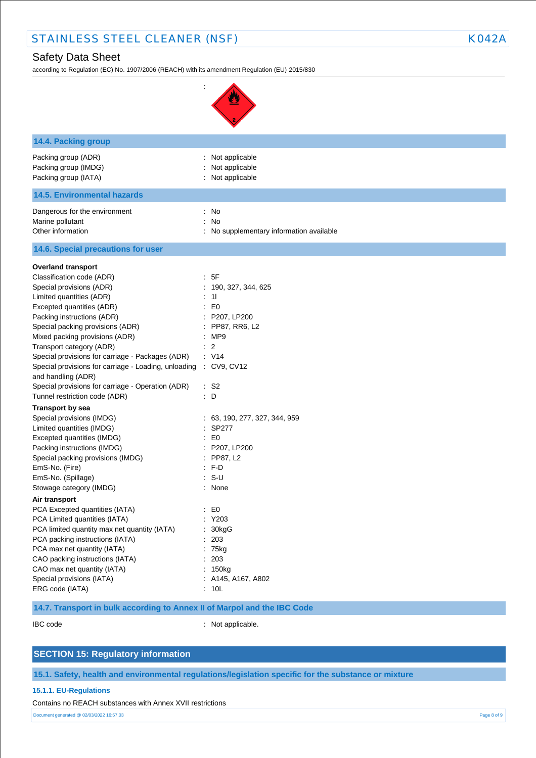:

## 14.4. Packing group

Packing group (ADR) : Not applicable
Packing group (IMDG) : Not applicable
Packing group (IATA) : Not applicable

## 14.5. Environmental hazards

Dangerous for the environment : No
Marine pollutant : No
Other information : No supplementary information available

## 14.6. Special precautions for user

**Overland transport**

Classification code (ADR) : 5F
Special provisions (ADR) : 190, 327, 344, 625
Limited quantities (ADR) : 1l
Excepted quantities (ADR) : E0
Packing instructions (ADR) : P207, LP200
Special packing provisions (ADR) : PP87, RR6, L2
Mixed packing provisions (ADR) : MP9
Transport category (ADR) : 2
Special provisions for carriage - Packages (ADR) : V14
Special provisions for carriage - Loading, unloading and handling (ADR) : CV9, CV12
Special provisions for carriage - Operation (ADR) : S2
Tunnel restriction code (ADR) : D

**Transport by sea**

Special provisions (IMDG) : 63, 190, 277, 327, 344, 959
Limited quantities (IMDG) : SP277
Excepted quantities (IMDG) : E0
Packing instructions (IMDG) : P207, LP200
Special packing provisions (IMDG) : PP87, L2
EmS-No. (Fire) : F-D
EmS-No. (Spillage) : S-U
Stowage category (IMDG) : None

**Air transport**

PCA Excepted quantities (IATA) : E0
PCA Limited quantities (IATA) : Y203
PCA limited quantity max net quantity (IATA) : 30kgG
PCA packing instructions (IATA) : 203
PCA max net quantity (IATA) : 75kg
CAO packing instructions (IATA) : 203
CAO max net quantity (IATA) : 150kg
Special provisions (IATA) : A145, A167, A802
ERG code (IATA) : 10L

## 14.7. Transport in bulk according to Annex II of Marpol and the IBC Code

IBC code : Not applicable.

# SECTION 15: Regulatory information

## 15.1. Safety, health and environmental regulations/legislation specific for the substance or mixture

### 15.1.1. EU-Regulations

Contains no REACH substances with Annex XVII restrictions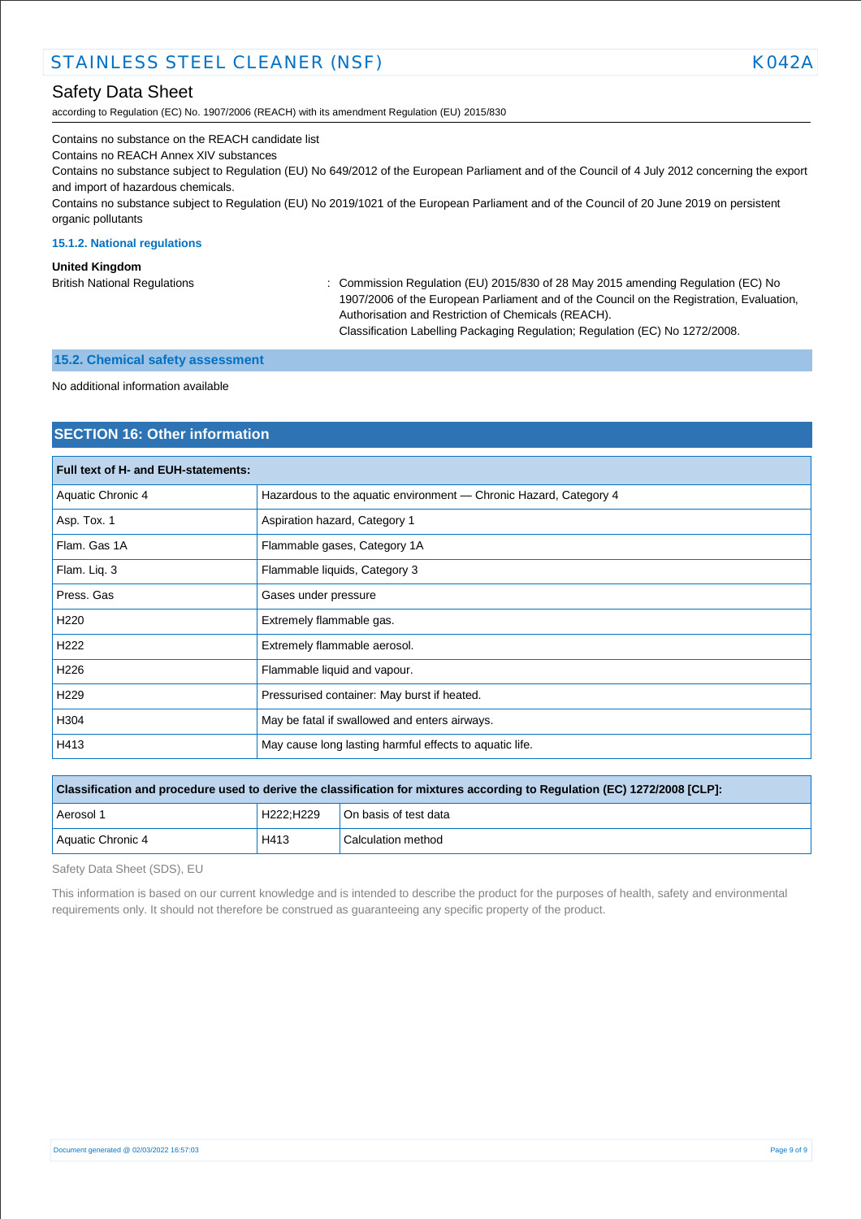Contains no substance on the REACH candidate list

Contains no REACH Annex XIV substances

Contains no substance subject to Regulation (EU) No 649/2012 of the European Parliament and of the Council of 4 July 2012 concerning the export and import of hazardous chemicals.

Contains no substance subject to Regulation (EU) No 2019/1021 of the European Parliament and of the Council of 20 June 2019 on persistent organic pollutants

#### 15.1.2. National regulations

**United Kingdom**

British National Regulations : Commission Regulation (EU) 2015/830 of 28 May 2015 amending Regulation (EC) No 1907/2006 of the European Parliament and of the Council on the Registration, Evaluation, Authorisation and Restriction of Chemicals (REACH).
Classification Labelling Packaging Regulation; Regulation (EC) No 1272/2008.

### 15.2. Chemical safety assessment

No additional information available

## SECTION 16: Other information

| Full text of H- and EUH-statements: | |
|---|---|
| Aquatic Chronic 4 | Hazardous to the aquatic environment — Chronic Hazard, Category 4 |
| Asp. Tox. 1 | Aspiration hazard, Category 1 |
| Flam. Gas 1A | Flammable gases, Category 1A |
| Flam. Liq. 3 | Flammable liquids, Category 3 |
| Press. Gas | Gases under pressure |
| H220 | Extremely flammable gas. |
| H222 | Extremely flammable aerosol. |
| H226 | Flammable liquid and vapour. |
| H229 | Pressurised container: May burst if heated. |
| H304 | May be fatal if swallowed and enters airways. |
| H413 | May cause long lasting harmful effects to aquatic life. |

| Classification and procedure used to derive the classification for mixtures according to Regulation (EC) 1272/2008 [CLP]: | | |
|---|---|---|
| Aerosol 1 | H222;H229 | On basis of test data |
| Aquatic Chronic 4 | H413 | Calculation method |

Safety Data Sheet (SDS), EU

This information is based on our current knowledge and is intended to describe the product for the purposes of health, safety and environmental requirements only. It should not therefore be construed as guaranteeing any specific property of the product.